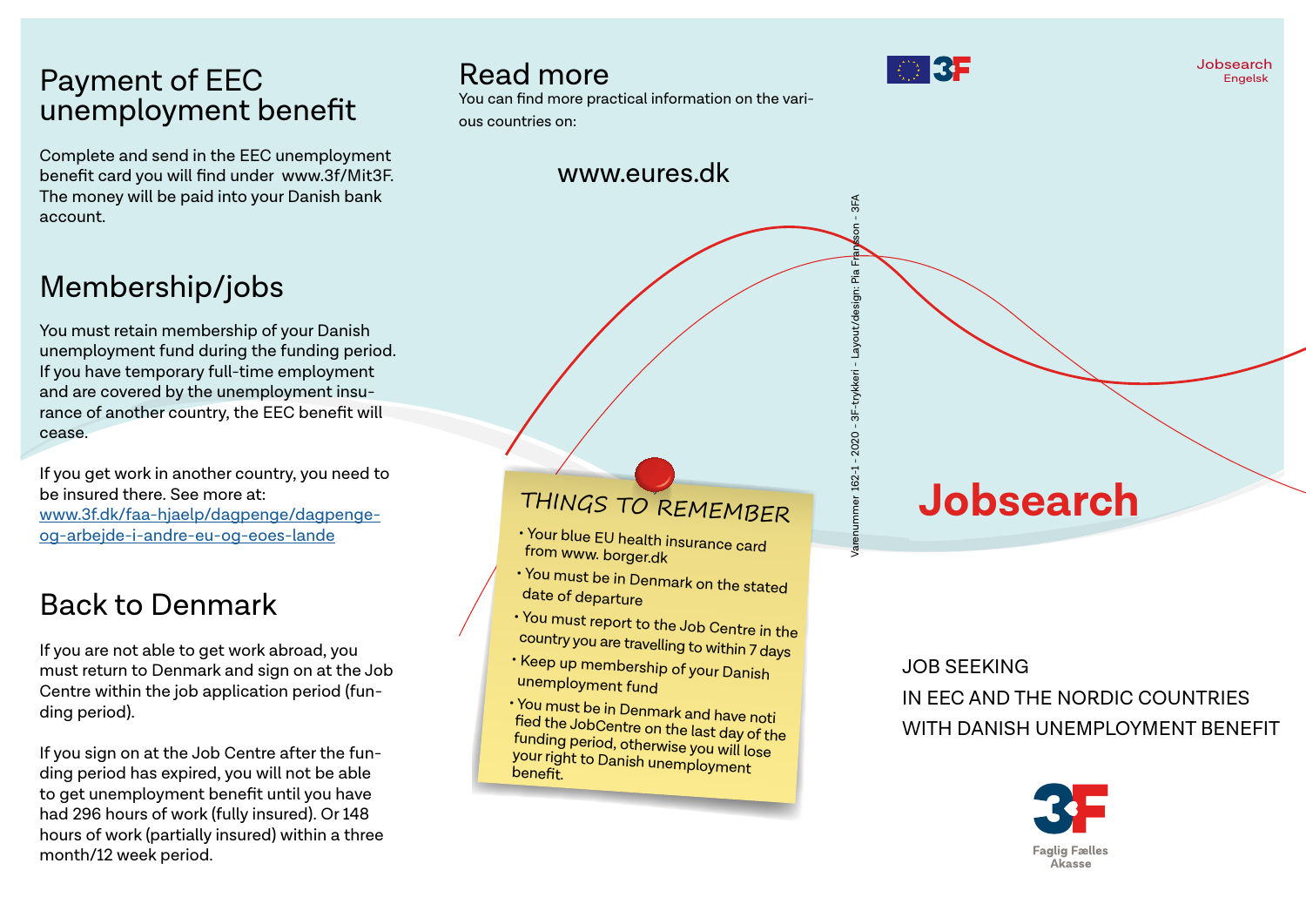# Payment of EEC unemployment benefit

Complete and send in the EEC unemployment benefit card you will find under www.3f/Mit3F. The money will be paid into your Danish bank account.

# Membership/jobs

You must retain membership of your Danish unemployment fund during the funding period. If you have temporary full-time employment and are covered by the unemployment insurance of another country, the EEC benefit will cease.

If you get work in another country, you need to be insured there. See more at: [www.3f.dk/faa-hjaelp/dagpenge/dagpenge-og-arbejde-i-andre-eu-og-eoes-lande](www.3f.dk/faa-hjaelp/dagpenge/dagpenge-og-arbejde-i-andre-eu-og-eoes-lande)

# Back to Denmark

If you are not able to get work abroad, you must return to Denmark and sign on at the Job Centre within the job application period (funding period).

If you sign on at the Job Centre after the funding period has expired, you will not be able to get unemployment benefit until you have had 296 hours of work (fully insured). Or 148 hours of work (partially insured) within a three month/12 week period.

# Read more

You can find more practical information on the various countries on:

www.eures.dk

## THINGS TO REMEMBER

- Your blue EU health insurance card from www. borger.dk
- You must be in Denmark on the stated date of departure
- You must report to the Job Centre in the country you are travelling to within 7 days
- Keep up membership of your Danish unemployment fund
- You must be in Denmark and have notified the JobCentre on the last day of the funding period, otherwise you will lose your right to Danish unemployment benefit.

Varenummer 162-1 - 2020 - 3F-trykkeri - Layout/design: Pia Fransson - 3FA

Jobsearch
Engelsk

# Jobsearch

JOB SEEKING
IN EEC AND THE NORDIC COUNTRIES
WITH DANISH UNEMPLOYMENT BENEFIT

3F
Faglig Fælles Akasse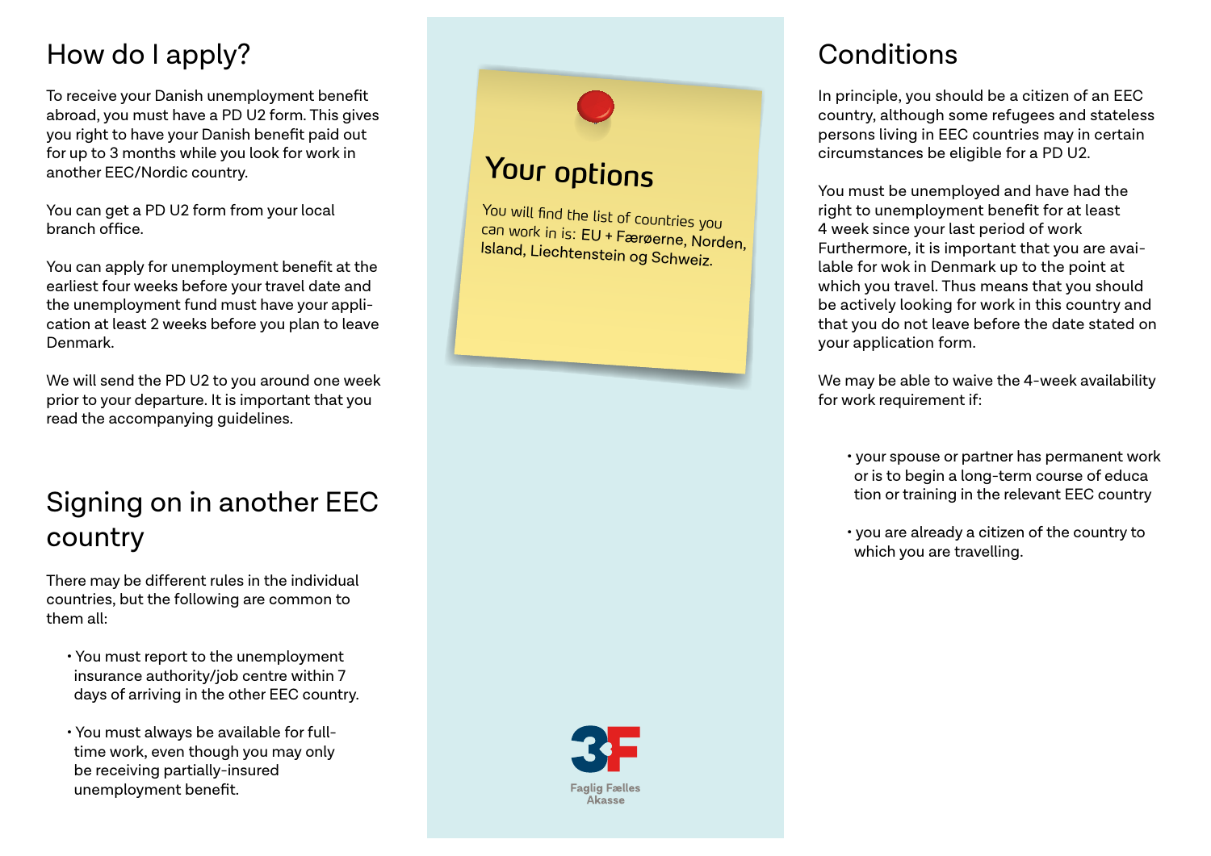## How do I apply?

To receive your Danish unemployment benefit abroad, you must have a PD U2 form. This gives you right to have your Danish benefit paid out for up to 3 months while you look for work in another EEC/Nordic country.

You can get a PD U2 form from your local branch office.

You can apply for unemployment benefit at the earliest four weeks before your travel date and the unemployment fund must have your application at least 2 weeks before you plan to leave Denmark.

We will send the PD U2 to you around one week prior to your departure. It is important that you read the accompanying guidelines.

## Signing on in another EEC country

There may be different rules in the individual countries, but the following are common to them all:

- You must report to the unemployment insurance authority/job centre within 7 days of arriving in the other EEC country.
- You must always be available for full-time work, even though you may only be receiving partially-insured unemployment benefit.

## Your options

You will find the list of countries you can work in is: EU + Færøerne, Norden, Island, Liechtenstein og Schweiz.

Faglig Fælles Akasse

## Conditions

In principle, you should be a citizen of an EEC country, although some refugees and stateless persons living in EEC countries may in certain circumstances be eligible for a PD U2.

You must be unemployed and have had the right to unemployment benefit for at least 4 week since your last period of work Furthermore, it is important that you are available for wok in Denmark up to the point at which you travel. Thus means that you should be actively looking for work in this country and that you do not leave before the date stated on your application form.

We may be able to waive the 4-week availability for work requirement if:

- your spouse or partner has permanent work or is to begin a long-term course of education or training in the relevant EEC country
- you are already a citizen of the country to which you are travelling.